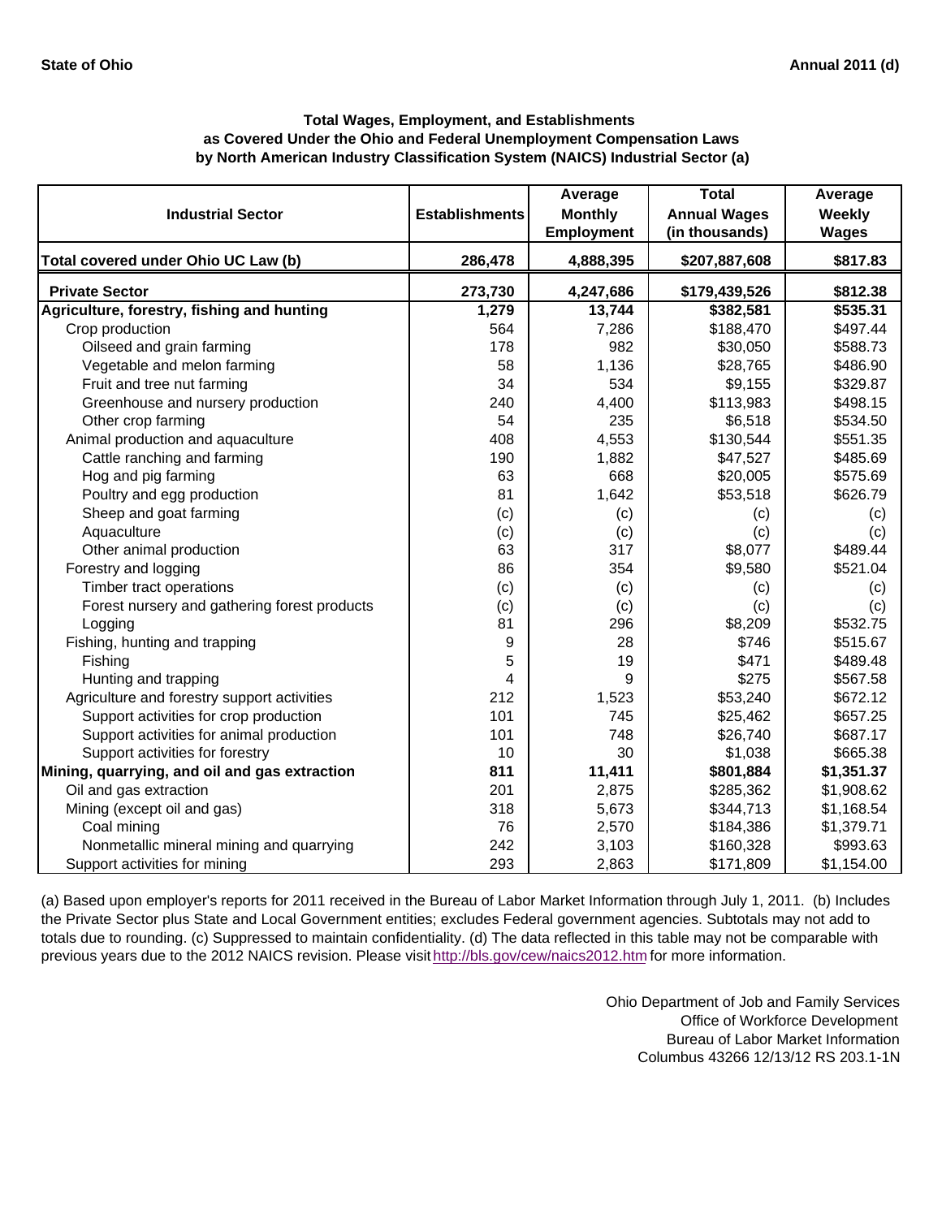State of Ohio | Annual 2011 (d)

### Total Wages, Employment, and Establishments as Covered Under the Ohio and Federal Unemployment Compensation Laws by North American Industry Classification System (NAICS) Industrial Sector (a)

| Industrial Sector | Establishments | Average Monthly Employment | Total Annual Wages (in thousands) | Average Weekly Wages |
|---|---|---|---|---|
| **Total covered under Ohio UC Law (b)** | **286,478** | **4,888,395** | **$207,887,608** | **$817.83** |
| **Private Sector** | **273,730** | **4,247,686** | **$179,439,526** | **$812.38** |
| **Agriculture, forestry, fishing and hunting** | **1,279** | **13,744** | **$382,581** | **$535.31** |
| Crop production | 564 | 7,286 | $188,470 | $497.44 |
| Oilseed and grain farming | 178 | 982 | $30,050 | $588.73 |
| Vegetable and melon farming | 58 | 1,136 | $28,765 | $486.90 |
| Fruit and tree nut farming | 34 | 534 | $9,155 | $329.87 |
| Greenhouse and nursery production | 240 | 4,400 | $113,983 | $498.15 |
| Other crop farming | 54 | 235 | $6,518 | $534.50 |
| Animal production and aquaculture | 408 | 4,553 | $130,544 | $551.35 |
| Cattle ranching and farming | 190 | 1,882 | $47,527 | $485.69 |
| Hog and pig farming | 63 | 668 | $20,005 | $575.69 |
| Poultry and egg production | 81 | 1,642 | $53,518 | $626.79 |
| Sheep and goat farming | (c) | (c) | (c) | (c) |
| Aquaculture | (c) | (c) | (c) | (c) |
| Other animal production | 63 | 317 | $8,077 | $489.44 |
| Forestry and logging | 86 | 354 | $9,580 | $521.04 |
| Timber tract operations | (c) | (c) | (c) | (c) |
| Forest nursery and gathering forest products | (c) | (c) | (c) | (c) |
| Logging | 81 | 296 | $8,209 | $532.75 |
| Fishing, hunting and trapping | 9 | 28 | $746 | $515.67 |
| Fishing | 5 | 19 | $471 | $489.48 |
| Hunting and trapping | 4 | 9 | $275 | $567.58 |
| Agriculture and forestry support activities | 212 | 1,523 | $53,240 | $672.12 |
| Support activities for crop production | 101 | 745 | $25,462 | $657.25 |
| Support activities for animal production | 101 | 748 | $26,740 | $687.17 |
| Support activities for forestry | 10 | 30 | $1,038 | $665.38 |
| **Mining, quarrying, and oil and gas extraction** | **811** | **11,411** | **$801,884** | **$1,351.37** |
| Oil and gas extraction | 201 | 2,875 | $285,362 | $1,908.62 |
| Mining (except oil and gas) | 318 | 5,673 | $344,713 | $1,168.54 |
| Coal mining | 76 | 2,570 | $184,386 | $1,379.71 |
| Nonmetallic mineral mining and quarrying | 242 | 3,103 | $160,328 | $993.63 |
| Support activities for mining | 293 | 2,863 | $171,809 | $1,154.00 |

(a) Based upon employer's reports for 2011 received in the Bureau of Labor Market Information through July 1, 2011. (b) Includes the Private Sector plus State and Local Government entities; excludes Federal government agencies. Subtotals may not add to totals due to rounding. (c) Suppressed to maintain confidentiality. (d) The data reflected in this table may not be comparable with previous years due to the 2012 NAICS revision. Please visit http://bls.gov/cew/naics2012.htm for more information.

Ohio Department of Job and Family Services
Office of Workforce Development
Bureau of Labor Market Information
Columbus 43266 12/13/12 RS 203.1-1N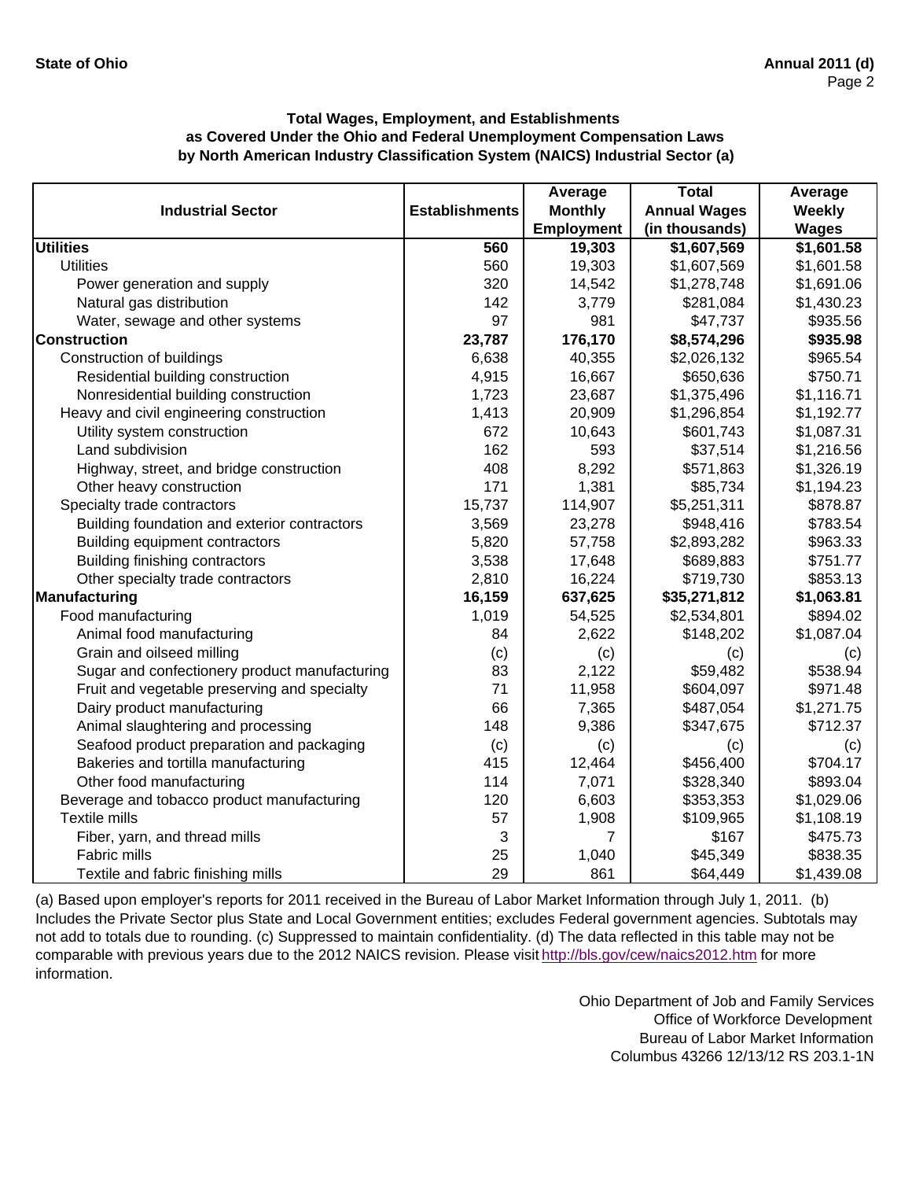**State of Ohio** | **Annual 2011 (d)**

### Total Wages, Employment, and Establishments as Covered Under the Ohio and Federal Unemployment Compensation Laws by North American Industry Classification System (NAICS) Industrial Sector (a)

| Industrial Sector | Establishments | Average Monthly Employment | Total Annual Wages (in thousands) | Average Weekly Wages |
|---|---|---|---|---|
| **Utilities** | **560** | **19,303** | **$1,607,569** | **$1,601.58** |
| Utilities | 560 | 19,303 | $1,607,569 | $1,601.58 |
| Power generation and supply | 320 | 14,542 | $1,278,748 | $1,691.06 |
| Natural gas distribution | 142 | 3,779 | $281,084 | $1,430.23 |
| Water, sewage and other systems | 97 | 981 | $47,737 | $935.56 |
| **Construction** | **23,787** | **176,170** | **$8,574,296** | **$935.98** |
| Construction of buildings | 6,638 | 40,355 | $2,026,132 | $965.54 |
| Residential building construction | 4,915 | 16,667 | $650,636 | $750.71 |
| Nonresidential building construction | 1,723 | 23,687 | $1,375,496 | $1,116.71 |
| Heavy and civil engineering construction | 1,413 | 20,909 | $1,296,854 | $1,192.77 |
| Utility system construction | 672 | 10,643 | $601,743 | $1,087.31 |
| Land subdivision | 162 | 593 | $37,514 | $1,216.56 |
| Highway, street, and bridge construction | 408 | 8,292 | $571,863 | $1,326.19 |
| Other heavy construction | 171 | 1,381 | $85,734 | $1,194.23 |
| Specialty trade contractors | 15,737 | 114,907 | $5,251,311 | $878.87 |
| Building foundation and exterior contractors | 3,569 | 23,278 | $948,416 | $783.54 |
| Building equipment contractors | 5,820 | 57,758 | $2,893,282 | $963.33 |
| Building finishing contractors | 3,538 | 17,648 | $689,883 | $751.77 |
| Other specialty trade contractors | 2,810 | 16,224 | $719,730 | $853.13 |
| **Manufacturing** | **16,159** | **637,625** | **$35,271,812** | **$1,063.81** |
| Food manufacturing | 1,019 | 54,525 | $2,534,801 | $894.02 |
| Animal food manufacturing | 84 | 2,622 | $148,202 | $1,087.04 |
| Grain and oilseed milling | (c) | (c) | (c) | (c) |
| Sugar and confectionery product manufacturing | 83 | 2,122 | $59,482 | $538.94 |
| Fruit and vegetable preserving and specialty | 71 | 11,958 | $604,097 | $971.48 |
| Dairy product manufacturing | 66 | 7,365 | $487,054 | $1,271.75 |
| Animal slaughtering and processing | 148 | 9,386 | $347,675 | $712.37 |
| Seafood product preparation and packaging | (c) | (c) | (c) | (c) |
| Bakeries and tortilla manufacturing | 415 | 12,464 | $456,400 | $704.17 |
| Other food manufacturing | 114 | 7,071 | $328,340 | $893.04 |
| Beverage and tobacco product manufacturing | 120 | 6,603 | $353,353 | $1,029.06 |
| Textile mills | 57 | 1,908 | $109,965 | $1,108.19 |
| Fiber, yarn, and thread mills | 3 | 7 | $167 | $475.73 |
| Fabric mills | 25 | 1,040 | $45,349 | $838.35 |
| Textile and fabric finishing mills | 29 | 861 | $64,449 | $1,439.08 |

(a) Based upon employer's reports for 2011 received in the Bureau of Labor Market Information through July 1, 2011. (b) Includes the Private Sector plus State and Local Government entities; excludes Federal government agencies. Subtotals may not add to totals due to rounding. (c) Suppressed to maintain confidentiality. (d) The data reflected in this table may not be comparable with previous years due to the 2012 NAICS revision. Please visit http://bls.gov/cew/naics2012.htm for more information.

Ohio Department of Job and Family Services
Office of Workforce Development
Bureau of Labor Market Information
Columbus 43266 12/13/12 RS 203.1-1N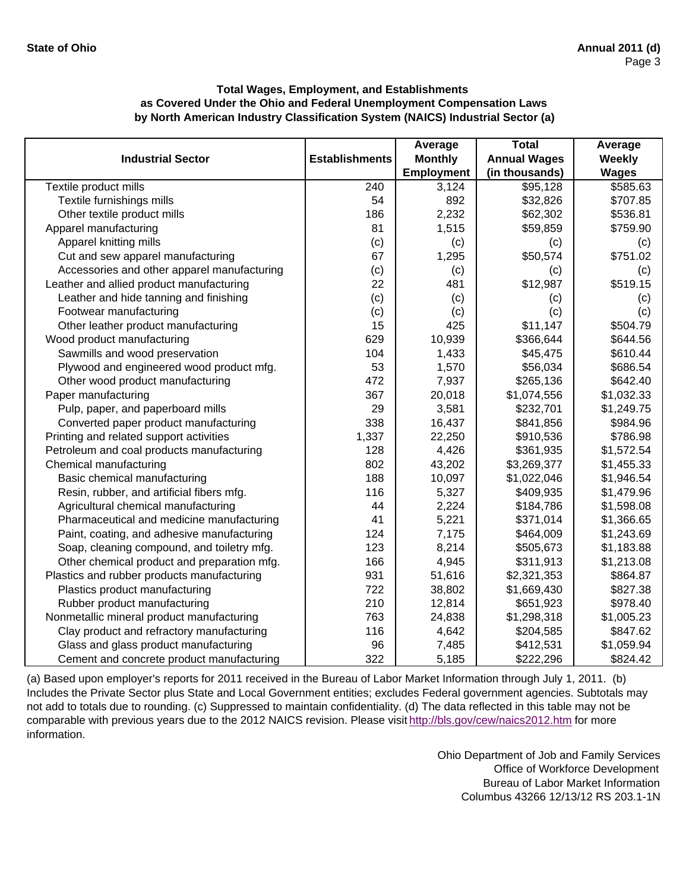State of Ohio

Annual 2011 (d)

### Total Wages, Employment, and Establishments as Covered Under the Ohio and Federal Unemployment Compensation Laws by North American Industry Classification System (NAICS) Industrial Sector (a)

| Industrial Sector | Establishments | Average Monthly Employment | Total Annual Wages (in thousands) | Average Weekly Wages |
|---|---|---|---|---|
| Textile product mills | 240 | 3,124 | $95,128 | $585.63 |
| Textile furnishings mills | 54 | 892 | $32,826 | $707.85 |
| Other textile product mills | 186 | 2,232 | $62,302 | $536.81 |
| Apparel manufacturing | 81 | 1,515 | $59,859 | $759.90 |
| Apparel knitting mills | (c) | (c) | (c) | (c) |
| Cut and sew apparel manufacturing | 67 | 1,295 | $50,574 | $751.02 |
| Accessories and other apparel manufacturing | (c) | (c) | (c) | (c) |
| Leather and allied product manufacturing | 22 | 481 | $12,987 | $519.15 |
| Leather and hide tanning and finishing | (c) | (c) | (c) | (c) |
| Footwear manufacturing | (c) | (c) | (c) | (c) |
| Other leather product manufacturing | 15 | 425 | $11,147 | $504.79 |
| Wood product manufacturing | 629 | 10,939 | $366,644 | $644.56 |
| Sawmills and wood preservation | 104 | 1,433 | $45,475 | $610.44 |
| Plywood and engineered wood product mfg. | 53 | 1,570 | $56,034 | $686.54 |
| Other wood product manufacturing | 472 | 7,937 | $265,136 | $642.40 |
| Paper manufacturing | 367 | 20,018 | $1,074,556 | $1,032.33 |
| Pulp, paper, and paperboard mills | 29 | 3,581 | $232,701 | $1,249.75 |
| Converted paper product manufacturing | 338 | 16,437 | $841,856 | $984.96 |
| Printing and related support activities | 1,337 | 22,250 | $910,536 | $786.98 |
| Petroleum and coal products manufacturing | 128 | 4,426 | $361,935 | $1,572.54 |
| Chemical manufacturing | 802 | 43,202 | $3,269,377 | $1,455.33 |
| Basic chemical manufacturing | 188 | 10,097 | $1,022,046 | $1,946.54 |
| Resin, rubber, and artificial fibers mfg. | 116 | 5,327 | $409,935 | $1,479.96 |
| Agricultural chemical manufacturing | 44 | 2,224 | $184,786 | $1,598.08 |
| Pharmaceutical and medicine manufacturing | 41 | 5,221 | $371,014 | $1,366.65 |
| Paint, coating, and adhesive manufacturing | 124 | 7,175 | $464,009 | $1,243.69 |
| Soap, cleaning compound, and toiletry mfg. | 123 | 8,214 | $505,673 | $1,183.88 |
| Other chemical product and preparation mfg. | 166 | 4,945 | $311,913 | $1,213.08 |
| Plastics and rubber products manufacturing | 931 | 51,616 | $2,321,353 | $864.87 |
| Plastics product manufacturing | 722 | 38,802 | $1,669,430 | $827.38 |
| Rubber product manufacturing | 210 | 12,814 | $651,923 | $978.40 |
| Nonmetallic mineral product manufacturing | 763 | 24,838 | $1,298,318 | $1,005.23 |
| Clay product and refractory manufacturing | 116 | 4,642 | $204,585 | $847.62 |
| Glass and glass product manufacturing | 96 | 7,485 | $412,531 | $1,059.94 |
| Cement and concrete product manufacturing | 322 | 5,185 | $222,296 | $824.42 |

(a) Based upon employer's reports for 2011 received in the Bureau of Labor Market Information through July 1, 2011. (b) Includes the Private Sector plus State and Local Government entities; excludes Federal government agencies. Subtotals may not add to totals due to rounding. (c) Suppressed to maintain confidentiality. (d) The data reflected in this table may not be comparable with previous years due to the 2012 NAICS revision. Please visit http://bls.gov/cew/naics2012.htm for more information.

Ohio Department of Job and Family Services
Office of Workforce Development
Bureau of Labor Market Information
Columbus 43266 12/13/12 RS 203.1-1N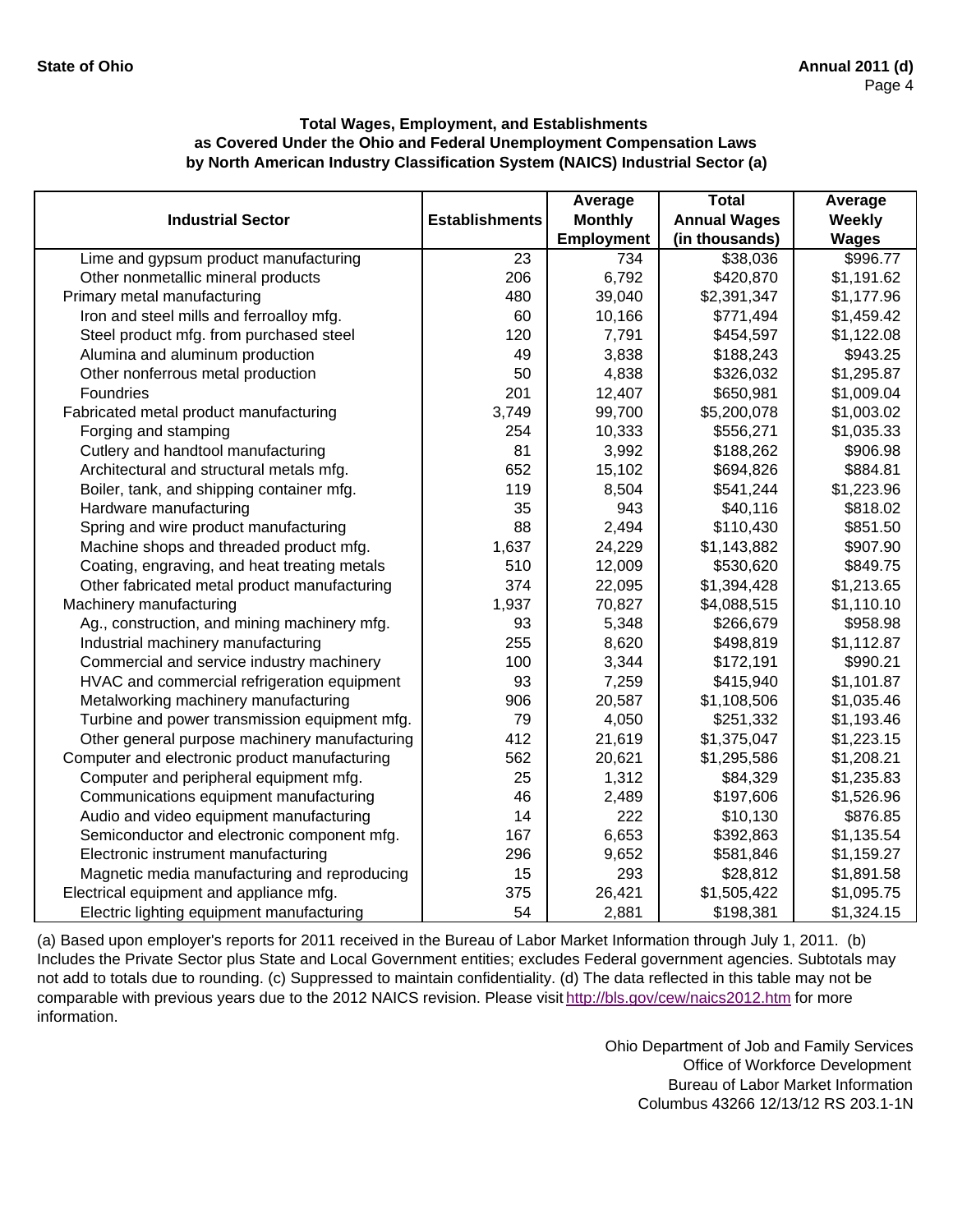**State of Ohio** **Annual 2011 (d)**

**Total Wages, Employment, and Establishments as Covered Under the Ohio and Federal Unemployment Compensation Laws by North American Industry Classification System (NAICS) Industrial Sector (a)**

| Industrial Sector | Establishments | Average Monthly Employment | Total Annual Wages (in thousands) | Average Weekly Wages |
|---|---|---|---|---|
| Lime and gypsum product manufacturing | 23 | 734 | $38,036 | $996.77 |
| Other nonmetallic mineral products | 206 | 6,792 | $420,870 | $1,191.62 |
| Primary metal manufacturing | 480 | 39,040 | $2,391,347 | $1,177.96 |
| Iron and steel mills and ferroalloy mfg. | 60 | 10,166 | $771,494 | $1,459.42 |
| Steel product mfg. from purchased steel | 120 | 7,791 | $454,597 | $1,122.08 |
| Alumina and aluminum production | 49 | 3,838 | $188,243 | $943.25 |
| Other nonferrous metal production | 50 | 4,838 | $326,032 | $1,295.87 |
| Foundries | 201 | 12,407 | $650,981 | $1,009.04 |
| Fabricated metal product manufacturing | 3,749 | 99,700 | $5,200,078 | $1,003.02 |
| Forging and stamping | 254 | 10,333 | $556,271 | $1,035.33 |
| Cutlery and handtool manufacturing | 81 | 3,992 | $188,262 | $906.98 |
| Architectural and structural metals mfg. | 652 | 15,102 | $694,826 | $884.81 |
| Boiler, tank, and shipping container mfg. | 119 | 8,504 | $541,244 | $1,223.96 |
| Hardware manufacturing | 35 | 943 | $40,116 | $818.02 |
| Spring and wire product manufacturing | 88 | 2,494 | $110,430 | $851.50 |
| Machine shops and threaded product mfg. | 1,637 | 24,229 | $1,143,882 | $907.90 |
| Coating, engraving, and heat treating metals | 510 | 12,009 | $530,620 | $849.75 |
| Other fabricated metal product manufacturing | 374 | 22,095 | $1,394,428 | $1,213.65 |
| Machinery manufacturing | 1,937 | 70,827 | $4,088,515 | $1,110.10 |
| Ag., construction, and mining machinery mfg. | 93 | 5,348 | $266,679 | $958.98 |
| Industrial machinery manufacturing | 255 | 8,620 | $498,819 | $1,112.87 |
| Commercial and service industry machinery | 100 | 3,344 | $172,191 | $990.21 |
| HVAC and commercial refrigeration equipment | 93 | 7,259 | $415,940 | $1,101.87 |
| Metalworking machinery manufacturing | 906 | 20,587 | $1,108,506 | $1,035.46 |
| Turbine and power transmission equipment mfg. | 79 | 4,050 | $251,332 | $1,193.46 |
| Other general purpose machinery manufacturing | 412 | 21,619 | $1,375,047 | $1,223.15 |
| Computer and electronic product manufacturing | 562 | 20,621 | $1,295,586 | $1,208.21 |
| Computer and peripheral equipment mfg. | 25 | 1,312 | $84,329 | $1,235.83 |
| Communications equipment manufacturing | 46 | 2,489 | $197,606 | $1,526.96 |
| Audio and video equipment manufacturing | 14 | 222 | $10,130 | $876.85 |
| Semiconductor and electronic component mfg. | 167 | 6,653 | $392,863 | $1,135.54 |
| Electronic instrument manufacturing | 296 | 9,652 | $581,846 | $1,159.27 |
| Magnetic media manufacturing and reproducing | 15 | 293 | $28,812 | $1,891.58 |
| Electrical equipment and appliance mfg. | 375 | 26,421 | $1,505,422 | $1,095.75 |
| Electric lighting equipment manufacturing | 54 | 2,881 | $198,381 | $1,324.15 |

(a) Based upon employer's reports for 2011 received in the Bureau of Labor Market Information through July 1, 2011. (b) Includes the Private Sector plus State and Local Government entities; excludes Federal government agencies. Subtotals may not add to totals due to rounding. (c) Suppressed to maintain confidentiality. (d) The data reflected in this table may not be comparable with previous years due to the 2012 NAICS revision. Please visit http://bls.gov/cew/naics2012.htm for more information.

Ohio Department of Job and Family Services
Office of Workforce Development
Bureau of Labor Market Information
Columbus 43266 12/13/12 RS 203.1-1N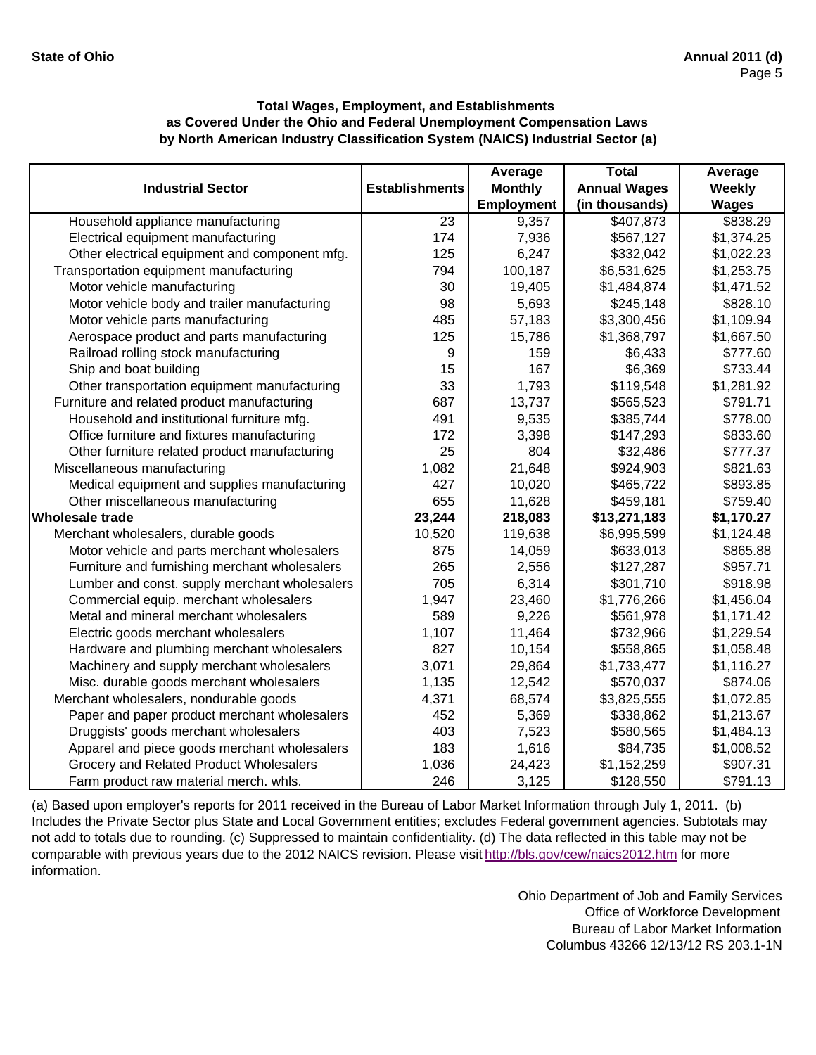**State of Ohio** **Annual 2011 (d)**

**Total Wages, Employment, and Establishments as Covered Under the Ohio and Federal Unemployment Compensation Laws by North American Industry Classification System (NAICS) Industrial Sector (a)**

| Industrial Sector | Establishments | Average Monthly Employment | Total Annual Wages (in thousands) | Average Weekly Wages |
|---|---|---|---|---|
| Household appliance manufacturing | 23 | 9,357 | $407,873 | $838.29 |
| Electrical equipment manufacturing | 174 | 7,936 | $567,127 | $1,374.25 |
| Other electrical equipment and component mfg. | 125 | 6,247 | $332,042 | $1,022.23 |
| Transportation equipment manufacturing | 794 | 100,187 | $6,531,625 | $1,253.75 |
| Motor vehicle manufacturing | 30 | 19,405 | $1,484,874 | $1,471.52 |
| Motor vehicle body and trailer manufacturing | 98 | 5,693 | $245,148 | $828.10 |
| Motor vehicle parts manufacturing | 485 | 57,183 | $3,300,456 | $1,109.94 |
| Aerospace product and parts manufacturing | 125 | 15,786 | $1,368,797 | $1,667.50 |
| Railroad rolling stock manufacturing | 9 | 159 | $6,433 | $777.60 |
| Ship and boat building | 15 | 167 | $6,369 | $733.44 |
| Other transportation equipment manufacturing | 33 | 1,793 | $119,548 | $1,281.92 |
| Furniture and related product manufacturing | 687 | 13,737 | $565,523 | $791.71 |
| Household and institutional furniture mfg. | 491 | 9,535 | $385,744 | $778.00 |
| Office furniture and fixtures manufacturing | 172 | 3,398 | $147,293 | $833.60 |
| Other furniture related product manufacturing | 25 | 804 | $32,486 | $777.37 |
| Miscellaneous manufacturing | 1,082 | 21,648 | $924,903 | $821.63 |
| Medical equipment and supplies manufacturing | 427 | 10,020 | $465,722 | $893.85 |
| Other miscellaneous manufacturing | 655 | 11,628 | $459,181 | $759.40 |
| **Wholesale trade** | **23,244** | **218,083** | **$13,271,183** | **$1,170.27** |
| Merchant wholesalers, durable goods | 10,520 | 119,638 | $6,995,599 | $1,124.48 |
| Motor vehicle and parts merchant wholesalers | 875 | 14,059 | $633,013 | $865.88 |
| Furniture and furnishing merchant wholesalers | 265 | 2,556 | $127,287 | $957.71 |
| Lumber and const. supply merchant wholesalers | 705 | 6,314 | $301,710 | $918.98 |
| Commercial equip. merchant wholesalers | 1,947 | 23,460 | $1,776,266 | $1,456.04 |
| Metal and mineral merchant wholesalers | 589 | 9,226 | $561,978 | $1,171.42 |
| Electric goods merchant wholesalers | 1,107 | 11,464 | $732,966 | $1,229.54 |
| Hardware and plumbing merchant wholesalers | 827 | 10,154 | $558,865 | $1,058.48 |
| Machinery and supply merchant wholesalers | 3,071 | 29,864 | $1,733,477 | $1,116.27 |
| Misc. durable goods merchant wholesalers | 1,135 | 12,542 | $570,037 | $874.06 |
| Merchant wholesalers, nondurable goods | 4,371 | 68,574 | $3,825,555 | $1,072.85 |
| Paper and paper product merchant wholesalers | 452 | 5,369 | $338,862 | $1,213.67 |
| Druggists' goods merchant wholesalers | 403 | 7,523 | $580,565 | $1,484.13 |
| Apparel and piece goods merchant wholesalers | 183 | 1,616 | $84,735 | $1,008.52 |
| Grocery and Related Product Wholesalers | 1,036 | 24,423 | $1,152,259 | $907.31 |
| Farm product raw material merch. whls. | 246 | 3,125 | $128,550 | $791.13 |

(a) Based upon employer's reports for 2011 received in the Bureau of Labor Market Information through July 1, 2011. (b) Includes the Private Sector plus State and Local Government entities; excludes Federal government agencies. Subtotals may not add to totals due to rounding. (c) Suppressed to maintain confidentiality. (d) The data reflected in this table may not be comparable with previous years due to the 2012 NAICS revision. Please visit http://bls.gov/cew/naics2012.htm for more information.

Ohio Department of Job and Family Services
Office of Workforce Development
Bureau of Labor Market Information
Columbus 43266 12/13/12 RS 203.1-1N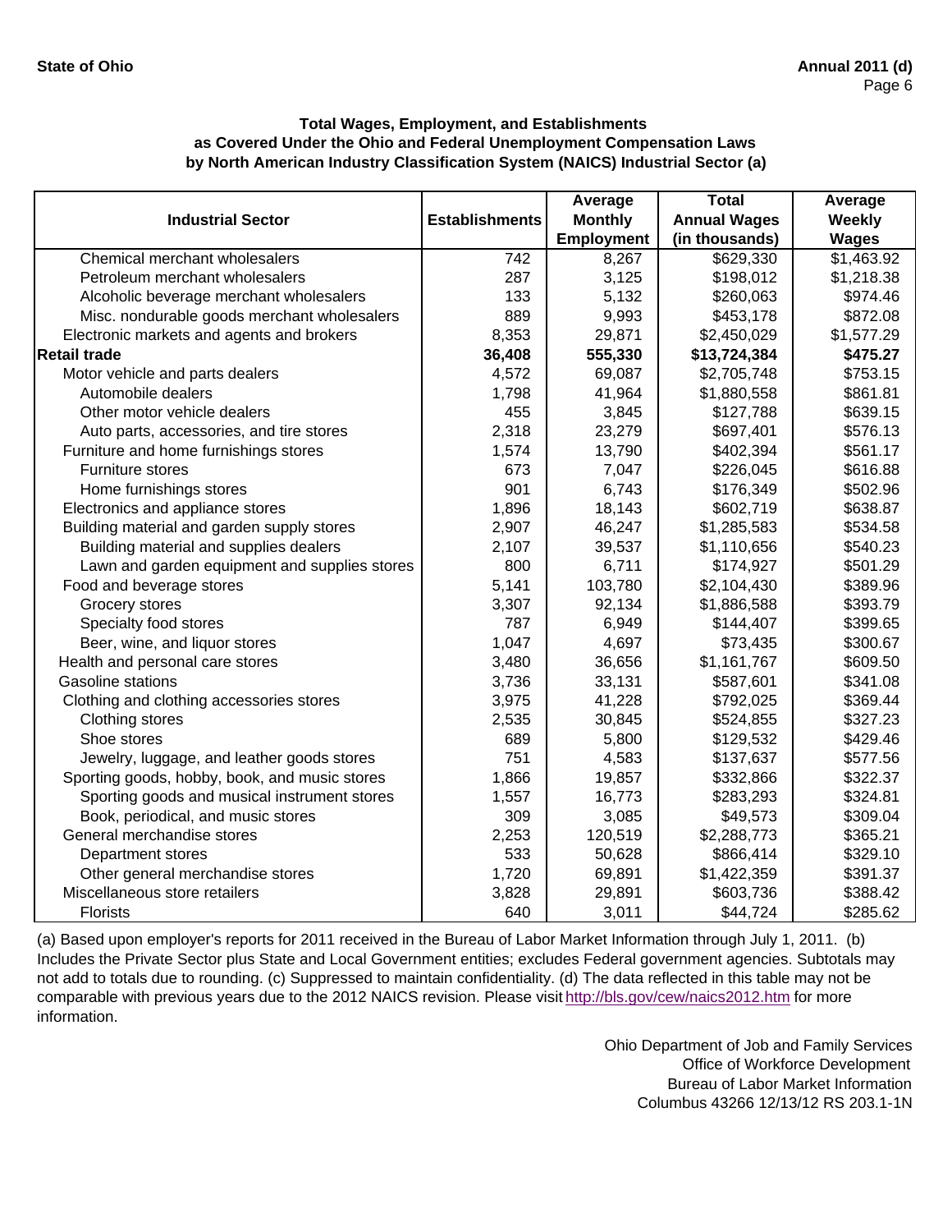**Total Wages, Employment, and Establishments as Covered Under the Ohio and Federal Unemployment Compensation Laws by North American Industry Classification System (NAICS) Industrial Sector (a)**

| Industrial Sector | Establishments | Average Monthly Employment | Total Annual Wages (in thousands) | Average Weekly Wages |
|---|---|---|---|---|
| Chemical merchant wholesalers | 742 | 8,267 | $629,330 | $1,463.92 |
| Petroleum merchant wholesalers | 287 | 3,125 | $198,012 | $1,218.38 |
| Alcoholic beverage merchant wholesalers | 133 | 5,132 | $260,063 | $974.46 |
| Misc. nondurable goods merchant wholesalers | 889 | 9,993 | $453,178 | $872.08 |
| Electronic markets and agents and brokers | 8,353 | 29,871 | $2,450,029 | $1,577.29 |
| **Retail trade** | **36,408** | **555,330** | **$13,724,384** | **$475.27** |
| Motor vehicle and parts dealers | 4,572 | 69,087 | $2,705,748 | $753.15 |
| Automobile dealers | 1,798 | 41,964 | $1,880,558 | $861.81 |
| Other motor vehicle dealers | 455 | 3,845 | $127,788 | $639.15 |
| Auto parts, accessories, and tire stores | 2,318 | 23,279 | $697,401 | $576.13 |
| Furniture and home furnishings stores | 1,574 | 13,790 | $402,394 | $561.17 |
| Furniture stores | 673 | 7,047 | $226,045 | $616.88 |
| Home furnishings stores | 901 | 6,743 | $176,349 | $502.96 |
| Electronics and appliance stores | 1,896 | 18,143 | $602,719 | $638.87 |
| Building material and garden supply stores | 2,907 | 46,247 | $1,285,583 | $534.58 |
| Building material and supplies dealers | 2,107 | 39,537 | $1,110,656 | $540.23 |
| Lawn and garden equipment and supplies stores | 800 | 6,711 | $174,927 | $501.29 |
| Food and beverage stores | 5,141 | 103,780 | $2,104,430 | $389.96 |
| Grocery stores | 3,307 | 92,134 | $1,886,588 | $393.79 |
| Specialty food stores | 787 | 6,949 | $144,407 | $399.65 |
| Beer, wine, and liquor stores | 1,047 | 4,697 | $73,435 | $300.67 |
| Health and personal care stores | 3,480 | 36,656 | $1,161,767 | $609.50 |
| Gasoline stations | 3,736 | 33,131 | $587,601 | $341.08 |
| Clothing and clothing accessories stores | 3,975 | 41,228 | $792,025 | $369.44 |
| Clothing stores | 2,535 | 30,845 | $524,855 | $327.23 |
| Shoe stores | 689 | 5,800 | $129,532 | $429.46 |
| Jewelry, luggage, and leather goods stores | 751 | 4,583 | $137,637 | $577.56 |
| Sporting goods, hobby, book, and music stores | 1,866 | 19,857 | $332,866 | $322.37 |
| Sporting goods and musical instrument stores | 1,557 | 16,773 | $283,293 | $324.81 |
| Book, periodical, and music stores | 309 | 3,085 | $49,573 | $309.04 |
| General merchandise stores | 2,253 | 120,519 | $2,288,773 | $365.21 |
| Department stores | 533 | 50,628 | $866,414 | $329.10 |
| Other general merchandise stores | 1,720 | 69,891 | $1,422,359 | $391.37 |
| Miscellaneous store retailers | 3,828 | 29,891 | $603,736 | $388.42 |
| Florists | 640 | 3,011 | $44,724 | $285.62 |

(a) Based upon employer's reports for 2011 received in the Bureau of Labor Market Information through July 1, 2011. (b) Includes the Private Sector plus State and Local Government entities; excludes Federal government agencies. Subtotals may not add to totals due to rounding. (c) Suppressed to maintain confidentiality. (d) The data reflected in this table may not be comparable with previous years due to the 2012 NAICS revision. Please visit http://bls.gov/cew/naics2012.htm for more information.

Ohio Department of Job and Family Services
Office of Workforce Development
Bureau of Labor Market Information
Columbus 43266 12/13/12 RS 203.1-1N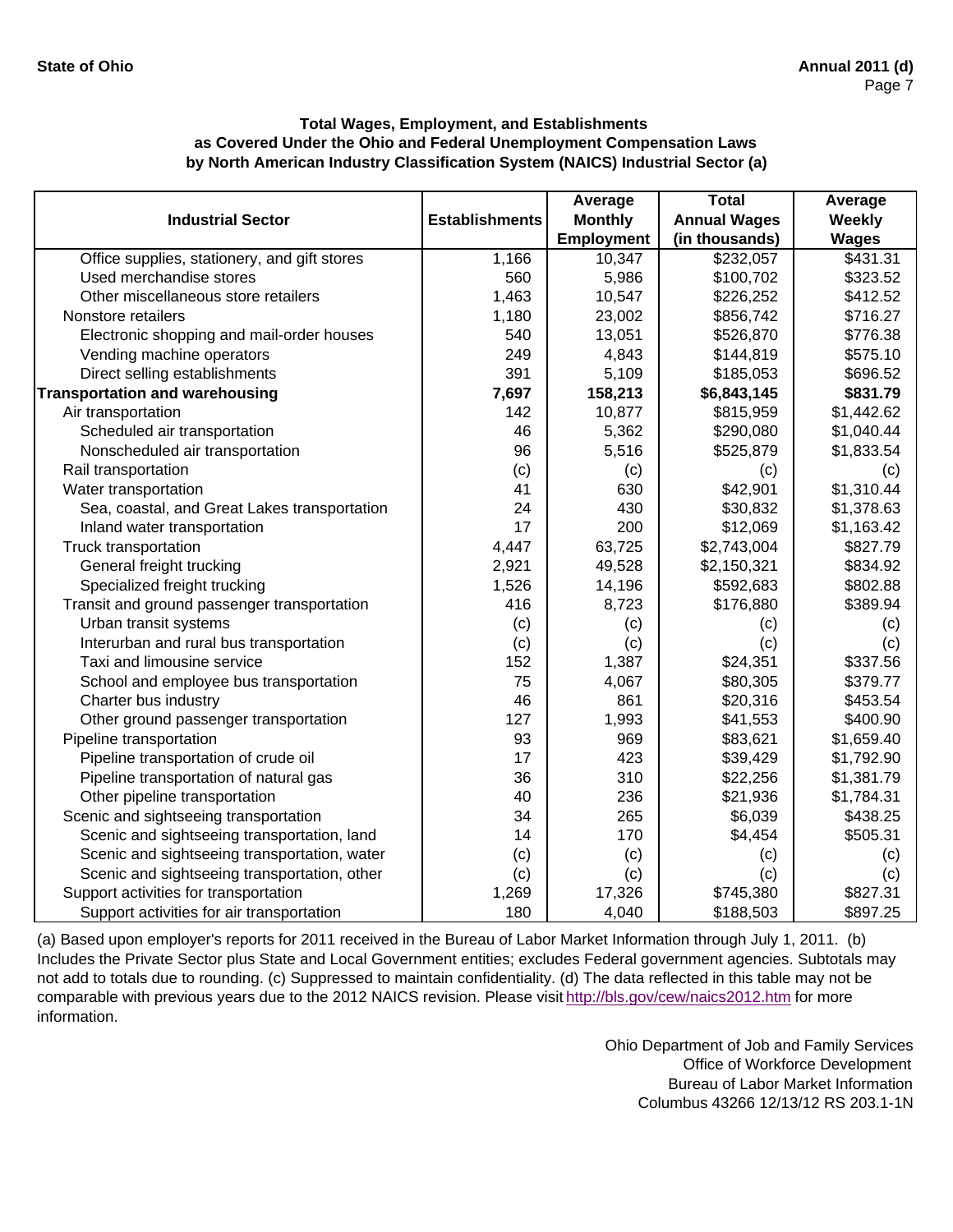**State of Ohio** **Annual 2011 (d)**

**Total Wages, Employment, and Establishments as Covered Under the Ohio and Federal Unemployment Compensation Laws by North American Industry Classification System (NAICS) Industrial Sector (a)**

| Industrial Sector | Establishments | Average Monthly Employment | Total Annual Wages (in thousands) | Average Weekly Wages |
|---|---|---|---|---|
| Office supplies, stationery, and gift stores | 1,166 | 10,347 | $232,057 | $431.31 |
| Used merchandise stores | 560 | 5,986 | $100,702 | $323.52 |
| Other miscellaneous store retailers | 1,463 | 10,547 | $226,252 | $412.52 |
| Nonstore retailers | 1,180 | 23,002 | $856,742 | $716.27 |
| Electronic shopping and mail-order houses | 540 | 13,051 | $526,870 | $776.38 |
| Vending machine operators | 249 | 4,843 | $144,819 | $575.10 |
| Direct selling establishments | 391 | 5,109 | $185,053 | $696.52 |
| **Transportation and warehousing** | **7,697** | **158,213** | **$6,843,145** | **$831.79** |
| Air transportation | 142 | 10,877 | $815,959 | $1,442.62 |
| Scheduled air transportation | 46 | 5,362 | $290,080 | $1,040.44 |
| Nonscheduled air transportation | 96 | 5,516 | $525,879 | $1,833.54 |
| Rail transportation | (c) | (c) | (c) | (c) |
| Water transportation | 41 | 630 | $42,901 | $1,310.44 |
| Sea, coastal, and Great Lakes transportation | 24 | 430 | $30,832 | $1,378.63 |
| Inland water transportation | 17 | 200 | $12,069 | $1,163.42 |
| Truck transportation | 4,447 | 63,725 | $2,743,004 | $827.79 |
| General freight trucking | 2,921 | 49,528 | $2,150,321 | $834.92 |
| Specialized freight trucking | 1,526 | 14,196 | $592,683 | $802.88 |
| Transit and ground passenger transportation | 416 | 8,723 | $176,880 | $389.94 |
| Urban transit systems | (c) | (c) | (c) | (c) |
| Interurban and rural bus transportation | (c) | (c) | (c) | (c) |
| Taxi and limousine service | 152 | 1,387 | $24,351 | $337.56 |
| School and employee bus transportation | 75 | 4,067 | $80,305 | $379.77 |
| Charter bus industry | 46 | 861 | $20,316 | $453.54 |
| Other ground passenger transportation | 127 | 1,993 | $41,553 | $400.90 |
| Pipeline transportation | 93 | 969 | $83,621 | $1,659.40 |
| Pipeline transportation of crude oil | 17 | 423 | $39,429 | $1,792.90 |
| Pipeline transportation of natural gas | 36 | 310 | $22,256 | $1,381.79 |
| Other pipeline transportation | 40 | 236 | $21,936 | $1,784.31 |
| Scenic and sightseeing transportation | 34 | 265 | $6,039 | $438.25 |
| Scenic and sightseeing transportation, land | 14 | 170 | $4,454 | $505.31 |
| Scenic and sightseeing transportation, water | (c) | (c) | (c) | (c) |
| Scenic and sightseeing transportation, other | (c) | (c) | (c) | (c) |
| Support activities for transportation | 1,269 | 17,326 | $745,380 | $827.31 |
| Support activities for air transportation | 180 | 4,040 | $188,503 | $897.25 |

(a) Based upon employer's reports for 2011 received in the Bureau of Labor Market Information through July 1, 2011. (b) Includes the Private Sector plus State and Local Government entities; excludes Federal government agencies. Subtotals may not add to totals due to rounding. (c) Suppressed to maintain confidentiality. (d) The data reflected in this table may not be comparable with previous years due to the 2012 NAICS revision. Please visit http://bls.gov/cew/naics2012.htm for more information.

Ohio Department of Job and Family Services
Office of Workforce Development
Bureau of Labor Market Information
Columbus 43266 12/13/12 RS 203.1-1N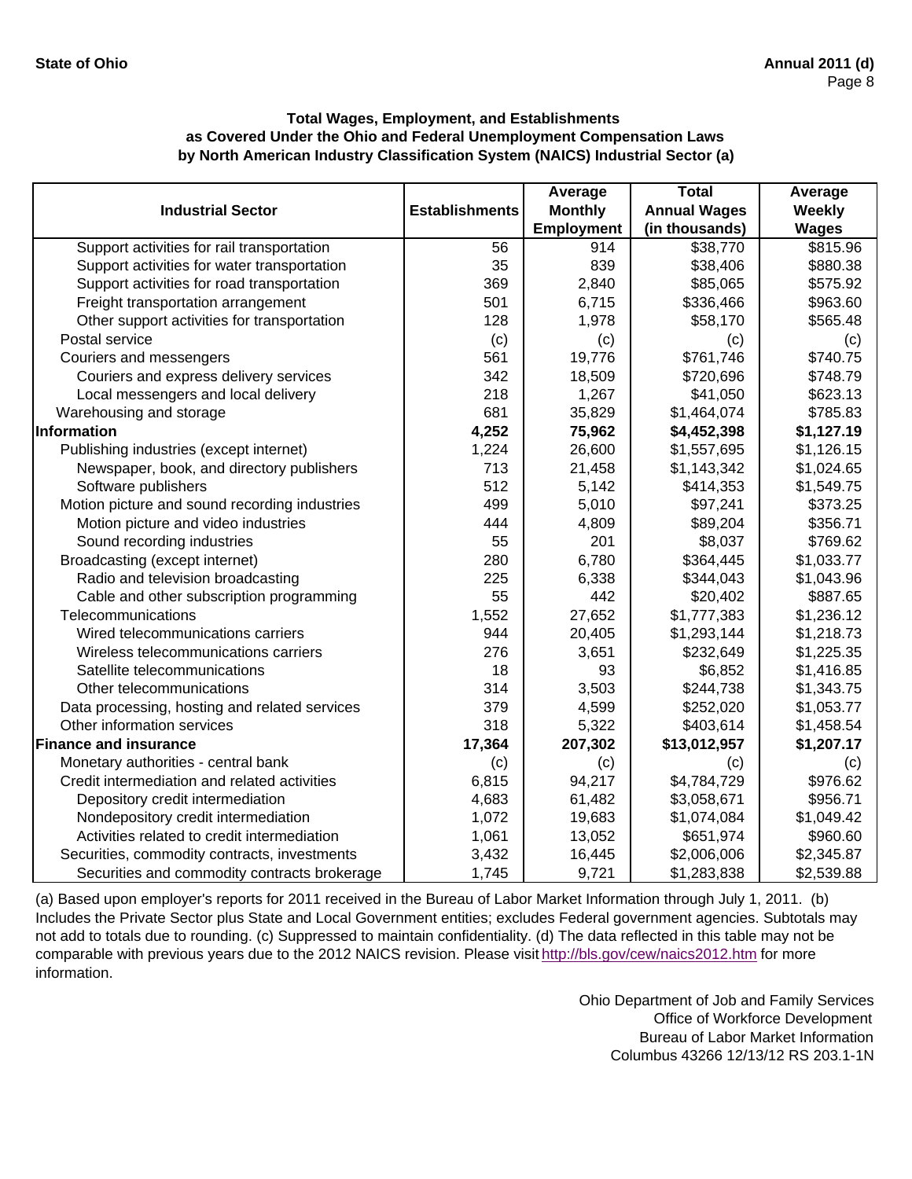**State of Ohio** **Annual 2011 (d)**

**Total Wages, Employment, and Establishments as Covered Under the Ohio and Federal Unemployment Compensation Laws by North American Industry Classification System (NAICS) Industrial Sector (a)**

| Industrial Sector | Establishments | Average Monthly Employment | Total Annual Wages (in thousands) | Average Weekly Wages |
|---|---|---|---|---|
| Support activities for rail transportation | 56 | 914 | $38,770 | $815.96 |
| Support activities for water transportation | 35 | 839 | $38,406 | $880.38 |
| Support activities for road transportation | 369 | 2,840 | $85,065 | $575.92 |
| Freight transportation arrangement | 501 | 6,715 | $336,466 | $963.60 |
| Other support activities for transportation | 128 | 1,978 | $58,170 | $565.48 |
| Postal service | (c) | (c) | (c) | (c) |
| Couriers and messengers | 561 | 19,776 | $761,746 | $740.75 |
| Couriers and express delivery services | 342 | 18,509 | $720,696 | $748.79 |
| Local messengers and local delivery | 218 | 1,267 | $41,050 | $623.13 |
| Warehousing and storage | 681 | 35,829 | $1,464,074 | $785.83 |
| **Information** | **4,252** | **75,962** | **$4,452,398** | **$1,127.19** |
| Publishing industries (except internet) | 1,224 | 26,600 | $1,557,695 | $1,126.15 |
| Newspaper, book, and directory publishers | 713 | 21,458 | $1,143,342 | $1,024.65 |
| Software publishers | 512 | 5,142 | $414,353 | $1,549.75 |
| Motion picture and sound recording industries | 499 | 5,010 | $97,241 | $373.25 |
| Motion picture and video industries | 444 | 4,809 | $89,204 | $356.71 |
| Sound recording industries | 55 | 201 | $8,037 | $769.62 |
| Broadcasting (except internet) | 280 | 6,780 | $364,445 | $1,033.77 |
| Radio and television broadcasting | 225 | 6,338 | $344,043 | $1,043.96 |
| Cable and other subscription programming | 55 | 442 | $20,402 | $887.65 |
| Telecommunications | 1,552 | 27,652 | $1,777,383 | $1,236.12 |
| Wired telecommunications carriers | 944 | 20,405 | $1,293,144 | $1,218.73 |
| Wireless telecommunications carriers | 276 | 3,651 | $232,649 | $1,225.35 |
| Satellite telecommunications | 18 | 93 | $6,852 | $1,416.85 |
| Other telecommunications | 314 | 3,503 | $244,738 | $1,343.75 |
| Data processing, hosting and related services | 379 | 4,599 | $252,020 | $1,053.77 |
| Other information services | 318 | 5,322 | $403,614 | $1,458.54 |
| **Finance and insurance** | **17,364** | **207,302** | **$13,012,957** | **$1,207.17** |
| Monetary authorities - central bank | (c) | (c) | (c) | (c) |
| Credit intermediation and related activities | 6,815 | 94,217 | $4,784,729 | $976.62 |
| Depository credit intermediation | 4,683 | 61,482 | $3,058,671 | $956.71 |
| Nondepository credit intermediation | 1,072 | 19,683 | $1,074,084 | $1,049.42 |
| Activities related to credit intermediation | 1,061 | 13,052 | $651,974 | $960.60 |
| Securities, commodity contracts, investments | 3,432 | 16,445 | $2,006,006 | $2,345.87 |
| Securities and commodity contracts brokerage | 1,745 | 9,721 | $1,283,838 | $2,539.88 |

(a) Based upon employer's reports for 2011 received in the Bureau of Labor Market Information through July 1, 2011. (b) Includes the Private Sector plus State and Local Government entities; excludes Federal government agencies. Subtotals may not add to totals due to rounding. (c) Suppressed to maintain confidentiality. (d) The data reflected in this table may not be comparable with previous years due to the 2012 NAICS revision. Please visit http://bls.gov/cew/naics2012.htm for more information.

Ohio Department of Job and Family Services
Office of Workforce Development
Bureau of Labor Market Information
Columbus 43266 12/13/12 RS 203.1-1N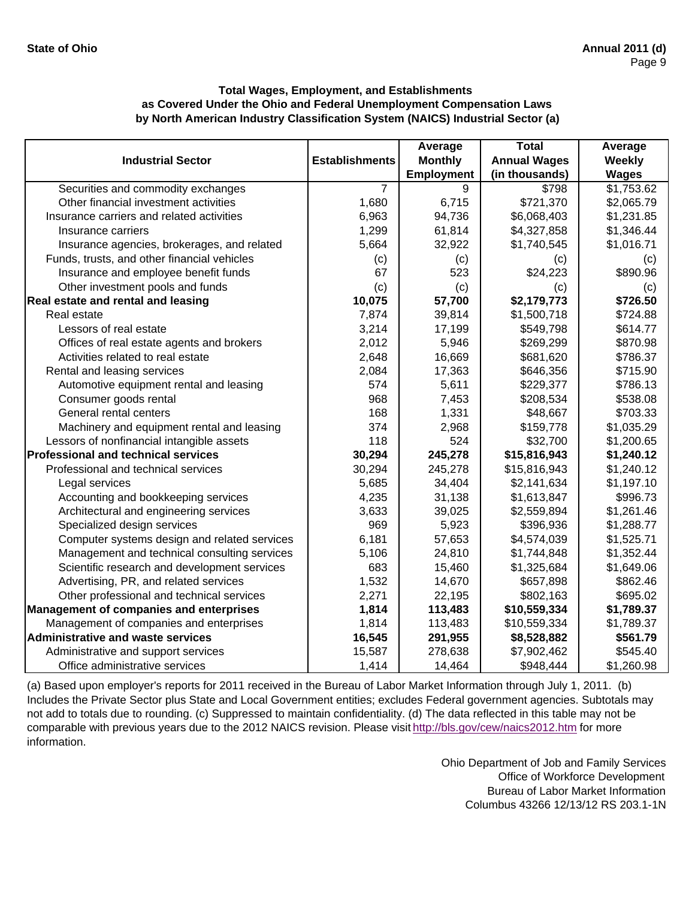**Total Wages, Employment, and Establishments as Covered Under the Ohio and Federal Unemployment Compensation Laws by North American Industry Classification System (NAICS) Industrial Sector (a)**

| Industrial Sector | Establishments | Average Monthly Employment | Total Annual Wages (in thousands) | Average Weekly Wages |
|---|---|---|---|---|
| Securities and commodity exchanges | 7 | 9 | $798 | $1,753.62 |
| Other financial investment activities | 1,680 | 6,715 | $721,370 | $2,065.79 |
| Insurance carriers and related activities | 6,963 | 94,736 | $6,068,403 | $1,231.85 |
| Insurance carriers | 1,299 | 61,814 | $4,327,858 | $1,346.44 |
| Insurance agencies, brokerages, and related | 5,664 | 32,922 | $1,740,545 | $1,016.71 |
| Funds, trusts, and other financial vehicles | (c) | (c) | (c) | (c) |
| Insurance and employee benefit funds | 67 | 523 | $24,223 | $890.96 |
| Other investment pools and funds | (c) | (c) | (c) | (c) |
| **Real estate and rental and leasing** | **10,075** | **57,700** | **$2,179,773** | **$726.50** |
| Real estate | 7,874 | 39,814 | $1,500,718 | $724.88 |
| Lessors of real estate | 3,214 | 17,199 | $549,798 | $614.77 |
| Offices of real estate agents and brokers | 2,012 | 5,946 | $269,299 | $870.98 |
| Activities related to real estate | 2,648 | 16,669 | $681,620 | $786.37 |
| Rental and leasing services | 2,084 | 17,363 | $646,356 | $715.90 |
| Automotive equipment rental and leasing | 574 | 5,611 | $229,377 | $786.13 |
| Consumer goods rental | 968 | 7,453 | $208,534 | $538.08 |
| General rental centers | 168 | 1,331 | $48,667 | $703.33 |
| Machinery and equipment rental and leasing | 374 | 2,968 | $159,778 | $1,035.29 |
| Lessors of nonfinancial intangible assets | 118 | 524 | $32,700 | $1,200.65 |
| **Professional and technical services** | **30,294** | **245,278** | **$15,816,943** | **$1,240.12** |
| Professional and technical services | 30,294 | 245,278 | $15,816,943 | $1,240.12 |
| Legal services | 5,685 | 34,404 | $2,141,634 | $1,197.10 |
| Accounting and bookkeeping services | 4,235 | 31,138 | $1,613,847 | $996.73 |
| Architectural and engineering services | 3,633 | 39,025 | $2,559,894 | $1,261.46 |
| Specialized design services | 969 | 5,923 | $396,936 | $1,288.77 |
| Computer systems design and related services | 6,181 | 57,653 | $4,574,039 | $1,525.71 |
| Management and technical consulting services | 5,106 | 24,810 | $1,744,848 | $1,352.44 |
| Scientific research and development services | 683 | 15,460 | $1,325,684 | $1,649.06 |
| Advertising, PR, and related services | 1,532 | 14,670 | $657,898 | $862.46 |
| Other professional and technical services | 2,271 | 22,195 | $802,163 | $695.02 |
| **Management of companies and enterprises** | **1,814** | **113,483** | **$10,559,334** | **$1,789.37** |
| Management of companies and enterprises | 1,814 | 113,483 | $10,559,334 | $1,789.37 |
| **Administrative and waste services** | **16,545** | **291,955** | **$8,528,882** | **$561.79** |
| Administrative and support services | 15,587 | 278,638 | $7,902,462 | $545.40 |
| Office administrative services | 1,414 | 14,464 | $948,444 | $1,260.98 |

(a) Based upon employer's reports for 2011 received in the Bureau of Labor Market Information through July 1, 2011. (b) Includes the Private Sector plus State and Local Government entities; excludes Federal government agencies. Subtotals may not add to totals due to rounding. (c) Suppressed to maintain confidentiality. (d) The data reflected in this table may not be comparable with previous years due to the 2012 NAICS revision. Please visit http://bls.gov/cew/naics2012.htm for more information.

Ohio Department of Job and Family Services
Office of Workforce Development
Bureau of Labor Market Information
Columbus 43266 12/13/12 RS 203.1-1N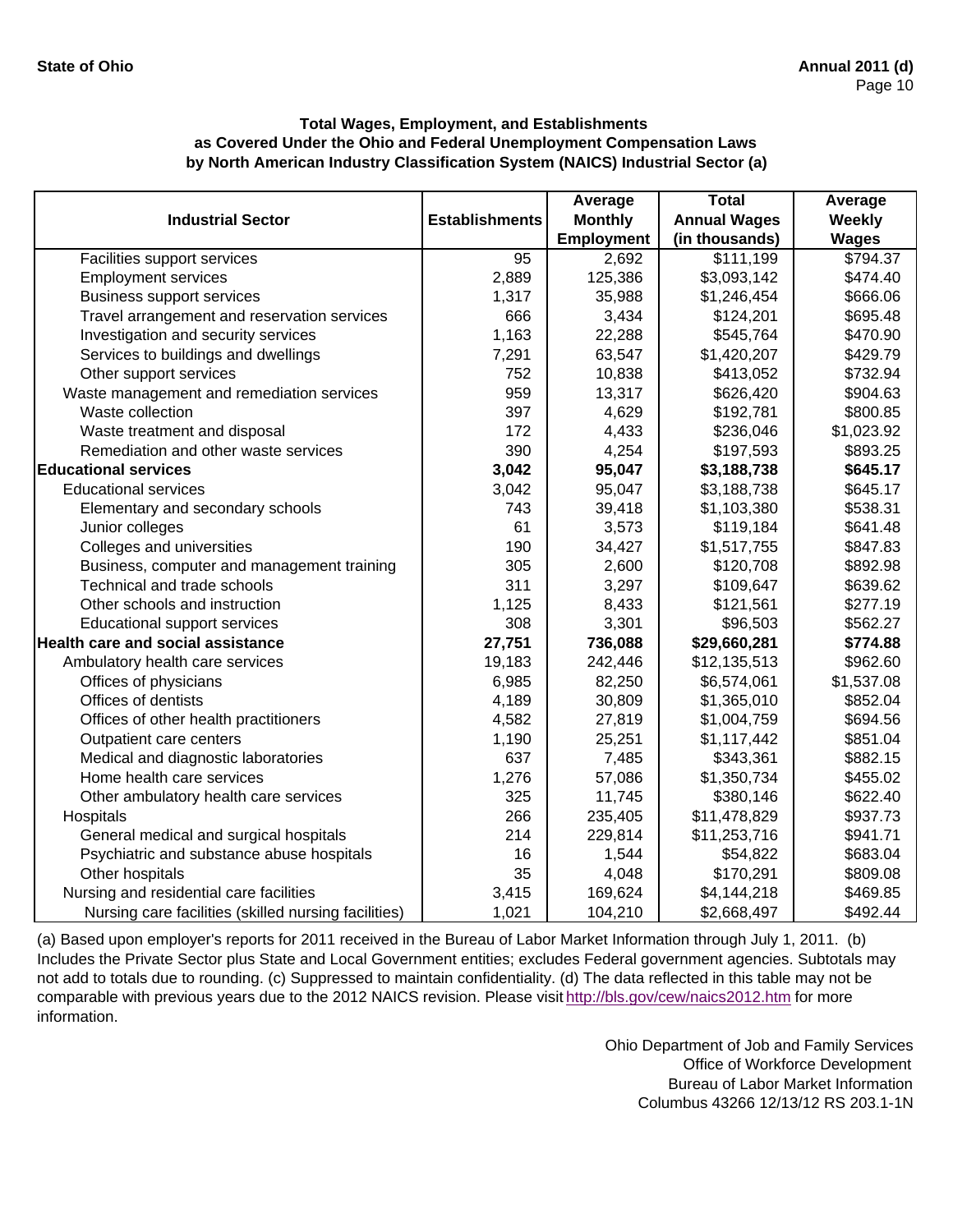**State of Ohio** **Annual 2011 (d)**

### Total Wages, Employment, and Establishments as Covered Under the Ohio and Federal Unemployment Compensation Laws by North American Industry Classification System (NAICS) Industrial Sector (a)

| Industrial Sector | Establishments | Average Monthly Employment | Total Annual Wages (in thousands) | Average Weekly Wages |
|---|---|---|---|---|
| Facilities support services | 95 | 2,692 | $111,199 | $794.37 |
| Employment services | 2,889 | 125,386 | $3,093,142 | $474.40 |
| Business support services | 1,317 | 35,988 | $1,246,454 | $666.06 |
| Travel arrangement and reservation services | 666 | 3,434 | $124,201 | $695.48 |
| Investigation and security services | 1,163 | 22,288 | $545,764 | $470.90 |
| Services to buildings and dwellings | 7,291 | 63,547 | $1,420,207 | $429.79 |
| Other support services | 752 | 10,838 | $413,052 | $732.94 |
| Waste management and remediation services | 959 | 13,317 | $626,420 | $904.63 |
| Waste collection | 397 | 4,629 | $192,781 | $800.85 |
| Waste treatment and disposal | 172 | 4,433 | $236,046 | $1,023.92 |
| Remediation and other waste services | 390 | 4,254 | $197,593 | $893.25 |
| **Educational services** | **3,042** | **95,047** | **$3,188,738** | **$645.17** |
| Educational services | 3,042 | 95,047 | $3,188,738 | $645.17 |
| Elementary and secondary schools | 743 | 39,418 | $1,103,380 | $538.31 |
| Junior colleges | 61 | 3,573 | $119,184 | $641.48 |
| Colleges and universities | 190 | 34,427 | $1,517,755 | $847.83 |
| Business, computer and management training | 305 | 2,600 | $120,708 | $892.98 |
| Technical and trade schools | 311 | 3,297 | $109,647 | $639.62 |
| Other schools and instruction | 1,125 | 8,433 | $121,561 | $277.19 |
| Educational support services | 308 | 3,301 | $96,503 | $562.27 |
| **Health care and social assistance** | **27,751** | **736,088** | **$29,660,281** | **$774.88** |
| Ambulatory health care services | 19,183 | 242,446 | $12,135,513 | $962.60 |
| Offices of physicians | 6,985 | 82,250 | $6,574,061 | $1,537.08 |
| Offices of dentists | 4,189 | 30,809 | $1,365,010 | $852.04 |
| Offices of other health practitioners | 4,582 | 27,819 | $1,004,759 | $694.56 |
| Outpatient care centers | 1,190 | 25,251 | $1,117,442 | $851.04 |
| Medical and diagnostic laboratories | 637 | 7,485 | $343,361 | $882.15 |
| Home health care services | 1,276 | 57,086 | $1,350,734 | $455.02 |
| Other ambulatory health care services | 325 | 11,745 | $380,146 | $622.40 |
| Hospitals | 266 | 235,405 | $11,478,829 | $937.73 |
| General medical and surgical hospitals | 214 | 229,814 | $11,253,716 | $941.71 |
| Psychiatric and substance abuse hospitals | 16 | 1,544 | $54,822 | $683.04 |
| Other hospitals | 35 | 4,048 | $170,291 | $809.08 |
| Nursing and residential care facilities | 3,415 | 169,624 | $4,144,218 | $469.85 |
| Nursing care facilities (skilled nursing facilities) | 1,021 | 104,210 | $2,668,497 | $492.44 |

(a) Based upon employer's reports for 2011 received in the Bureau of Labor Market Information through July 1, 2011. (b) Includes the Private Sector plus State and Local Government entities; excludes Federal government agencies. Subtotals may not add to totals due to rounding. (c) Suppressed to maintain confidentiality. (d) The data reflected in this table may not be comparable with previous years due to the 2012 NAICS revision. Please visit http://bls.gov/cew/naics2012.htm for more information.

Ohio Department of Job and Family Services
Office of Workforce Development
Bureau of Labor Market Information
Columbus 43266 12/13/12 RS 203.1-1N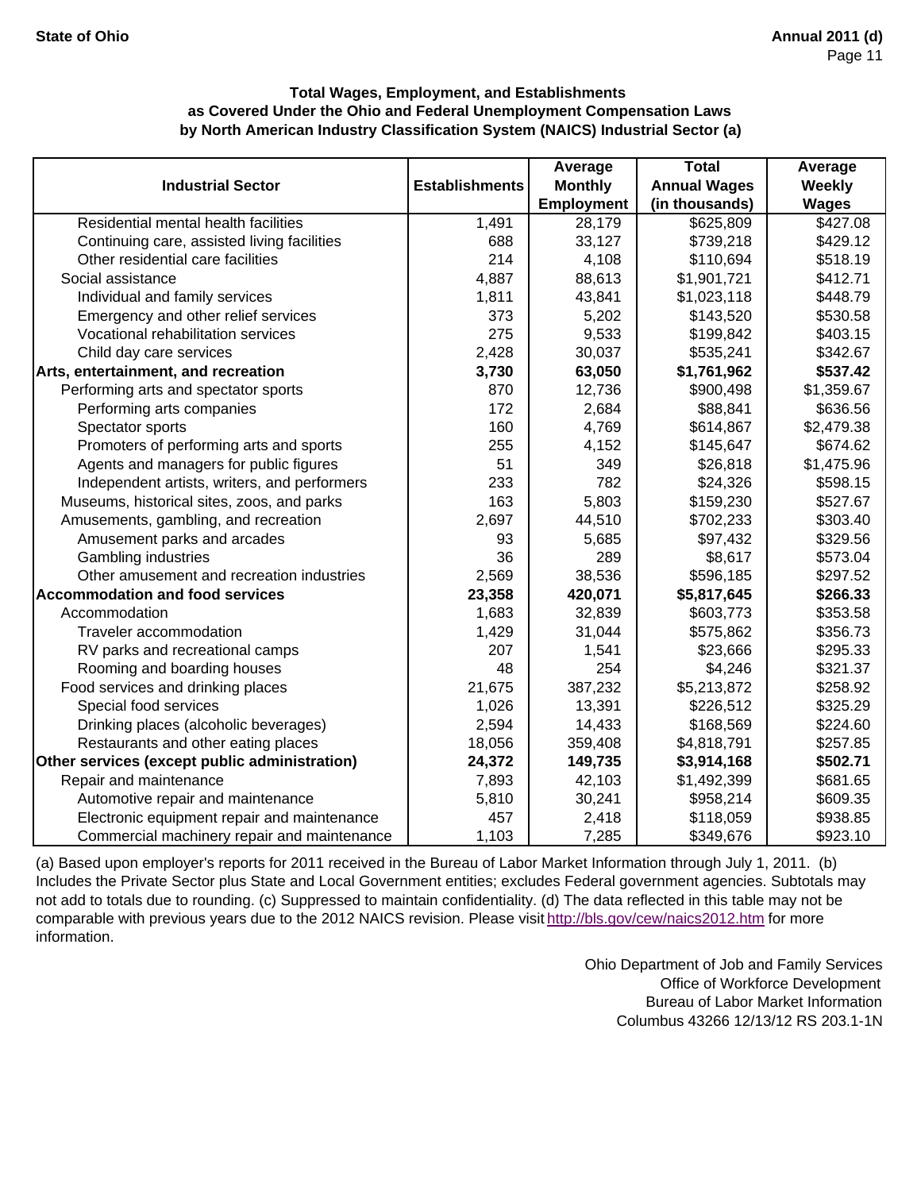**Total Wages, Employment, and Establishments**
**as Covered Under the Ohio and Federal Unemployment Compensation Laws**
**by North American Industry Classification System (NAICS) Industrial Sector (a)**

| Industrial Sector | Establishments | Average Monthly Employment | Total Annual Wages (in thousands) | Average Weekly Wages |
|---|---|---|---|---|
| Residential mental health facilities | 1,491 | 28,179 | $625,809 | $427.08 |
| Continuing care, assisted living facilities | 688 | 33,127 | $739,218 | $429.12 |
| Other residential care facilities | 214 | 4,108 | $110,694 | $518.19 |
| Social assistance | 4,887 | 88,613 | $1,901,721 | $412.71 |
| Individual and family services | 1,811 | 43,841 | $1,023,118 | $448.79 |
| Emergency and other relief services | 373 | 5,202 | $143,520 | $530.58 |
| Vocational rehabilitation services | 275 | 9,533 | $199,842 | $403.15 |
| Child day care services | 2,428 | 30,037 | $535,241 | $342.67 |
| **Arts, entertainment, and recreation** | **3,730** | **63,050** | **$1,761,962** | **$537.42** |
| Performing arts and spectator sports | 870 | 12,736 | $900,498 | $1,359.67 |
| Performing arts companies | 172 | 2,684 | $88,841 | $636.56 |
| Spectator sports | 160 | 4,769 | $614,867 | $2,479.38 |
| Promoters of performing arts and sports | 255 | 4,152 | $145,647 | $674.62 |
| Agents and managers for public figures | 51 | 349 | $26,818 | $1,475.96 |
| Independent artists, writers, and performers | 233 | 782 | $24,326 | $598.15 |
| Museums, historical sites, zoos, and parks | 163 | 5,803 | $159,230 | $527.67 |
| Amusements, gambling, and recreation | 2,697 | 44,510 | $702,233 | $303.40 |
| Amusement parks and arcades | 93 | 5,685 | $97,432 | $329.56 |
| Gambling industries | 36 | 289 | $8,617 | $573.04 |
| Other amusement and recreation industries | 2,569 | 38,536 | $596,185 | $297.52 |
| **Accommodation and food services** | **23,358** | **420,071** | **$5,817,645** | **$266.33** |
| Accommodation | 1,683 | 32,839 | $603,773 | $353.58 |
| Traveler accommodation | 1,429 | 31,044 | $575,862 | $356.73 |
| RV parks and recreational camps | 207 | 1,541 | $23,666 | $295.33 |
| Rooming and boarding houses | 48 | 254 | $4,246 | $321.37 |
| Food services and drinking places | 21,675 | 387,232 | $5,213,872 | $258.92 |
| Special food services | 1,026 | 13,391 | $226,512 | $325.29 |
| Drinking places (alcoholic beverages) | 2,594 | 14,433 | $168,569 | $224.60 |
| Restaurants and other eating places | 18,056 | 359,408 | $4,818,791 | $257.85 |
| **Other services (except public administration)** | **24,372** | **149,735** | **$3,914,168** | **$502.71** |
| Repair and maintenance | 7,893 | 42,103 | $1,492,399 | $681.65 |
| Automotive repair and maintenance | 5,810 | 30,241 | $958,214 | $609.35 |
| Electronic equipment repair and maintenance | 457 | 2,418 | $118,059 | $938.85 |
| Commercial machinery repair and maintenance | 1,103 | 7,285 | $349,676 | $923.10 |

(a) Based upon employer's reports for 2011 received in the Bureau of Labor Market Information through July 1, 2011. (b) Includes the Private Sector plus State and Local Government entities; excludes Federal government agencies. Subtotals may not add to totals due to rounding. (c) Suppressed to maintain confidentiality. (d) The data reflected in this table may not be comparable with previous years due to the 2012 NAICS revision. Please visit http://bls.gov/cew/naics2012.htm for more information.

Ohio Department of Job and Family Services
Office of Workforce Development
Bureau of Labor Market Information
Columbus 43266 12/13/12 RS 203.1-1N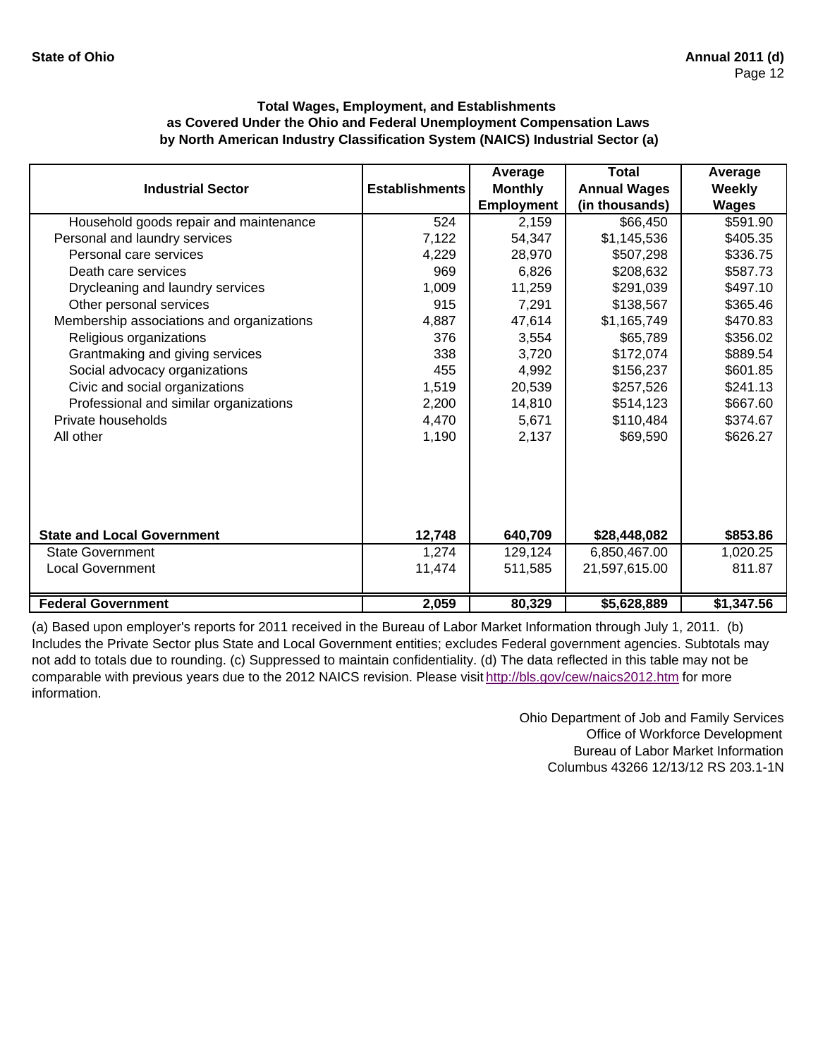State of Ohio

Annual 2011 (d)

**Total Wages, Employment, and Establishments**
**as Covered Under the Ohio and Federal Unemployment Compensation Laws**
**by North American Industry Classification System (NAICS) Industrial Sector (a)**

| Industrial Sector | Establishments | Average Monthly Employment | Total Annual Wages (in thousands) | Average Weekly Wages |
|---|---|---|---|---|
| Household goods repair and maintenance | 524 | 2,159 | $66,450 | $591.90 |
| Personal and laundry services | 7,122 | 54,347 | $1,145,536 | $405.35 |
| Personal care services | 4,229 | 28,970 | $507,298 | $336.75 |
| Death care services | 969 | 6,826 | $208,632 | $587.73 |
| Drycleaning and laundry services | 1,009 | 11,259 | $291,039 | $497.10 |
| Other personal services | 915 | 7,291 | $138,567 | $365.46 |
| Membership associations and organizations | 4,887 | 47,614 | $1,165,749 | $470.83 |
| Religious organizations | 376 | 3,554 | $65,789 | $356.02 |
| Grantmaking and giving services | 338 | 3,720 | $172,074 | $889.54 |
| Social advocacy organizations | 455 | 4,992 | $156,237 | $601.85 |
| Civic and social organizations | 1,519 | 20,539 | $257,526 | $241.13 |
| Professional and similar organizations | 2,200 | 14,810 | $514,123 | $667.60 |
| Private households | 4,470 | 5,671 | $110,484 | $374.67 |
| All other | 1,190 | 2,137 | $69,590 | $626.27 |
| **State and Local Government** | **12,748** | **640,709** | **$28,448,082** | **$853.86** |
| State Government | 1,274 | 129,124 | 6,850,467.00 | 1,020.25 |
| Local Government | 11,474 | 511,585 | 21,597,615.00 | 811.87 |
| **Federal Government** | **2,059** | **80,329** | **$5,628,889** | **$1,347.56** |

(a) Based upon employer's reports for 2011 received in the Bureau of Labor Market Information through July 1, 2011. (b) Includes the Private Sector plus State and Local Government entities; excludes Federal government agencies. Subtotals may not add to totals due to rounding. (c) Suppressed to maintain confidentiality. (d) The data reflected in this table may not be comparable with previous years due to the 2012 NAICS revision. Please visit http://bls.gov/cew/naics2012.htm for more information.

Ohio Department of Job and Family Services
Office of Workforce Development
Bureau of Labor Market Information
Columbus 43266 12/13/12 RS 203.1-1N